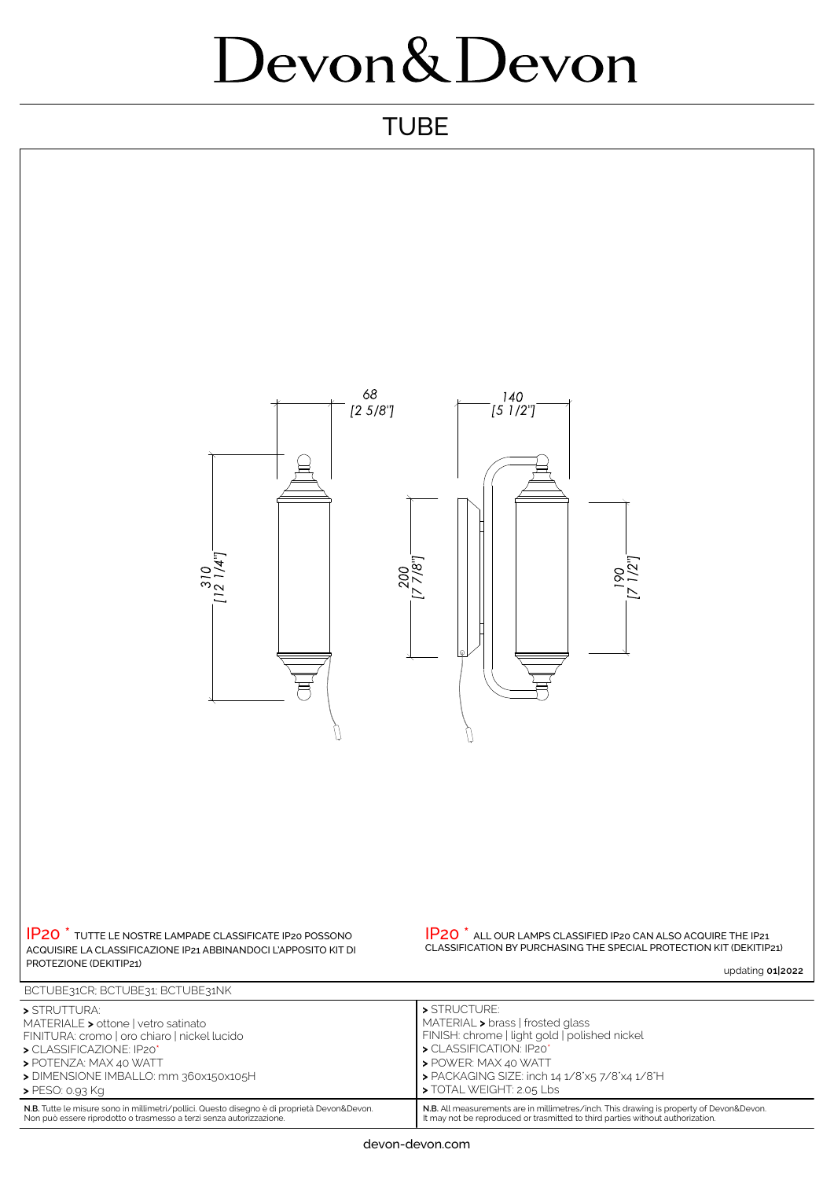# Devon&Devon

## TUBE

68
[2 5/8"]

140
[5 1/2"]

310
[12 1/4"]

200
[7 7/8"]

190
[7 1/2"]

IP20 * TUTTE LE NOSTRE LAMPADE CLASSIFICATE IP20 POSSONO ACQUISIRE LA CLASSIFICAZIONE IP21 ABBINANDOCI L'APPOSITO KIT DI PROTEZIONE (DEKITIP21)

IP20 * ALL OUR LAMPS CLASSIFIED IP20 CAN ALSO ACQUIRE THE IP21 CLASSIFICATION BY PURCHASING THE SPECIAL PROTECTION KIT (DEKITIP21)

updating **01|2022**

BCTUBE31CR; BCTUBE31; BCTUBE31NK

| | |
|---|---|
| **>** STRUTTURA:<br>MATERIALE **>** ottone \| vetro satinato<br>FINITURA: cromo \| oro chiaro \| nickel lucido<br>**>** CLASSIFICAZIONE: IP20*<br>**>** POTENZA: MAX 40 WATT<br>**>** DIMENSIONE IMBALLO: mm 360x150x105H<br>**>** PESO: 0.93 Kg | **>** STRUCTURE:<br>MATERIAL **>** brass \| frosted glass<br>FINISH: chrome \| light gold \| polished nickel<br>**>** CLASSIFICATION: IP20*<br>**>** POWER: MAX 40 WATT<br>**>** PACKAGING SIZE: inch 14 1/8"x5 7/8"x4 1/8"H<br>**>** TOTAL WEIGHT: 2.05 Lbs |
| **N.B.** Tutte le misure sono in millimetri/pollici. Questo disegno è di proprietà Devon&Devon. Non può essere riprodotto o trasmesso a terzi senza autorizzazione. | **N.B.** All measurements are in millimetres/inch. This drawing is property of Devon&Devon. It may not be reproduced or trasmitted to third parties without authorization. |

devon-devon.com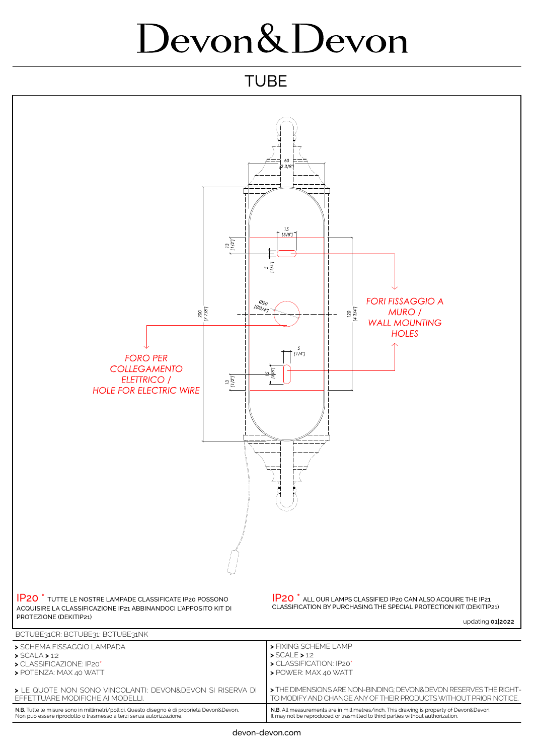# Devon&Devon

## TUBE

60
[2 3/8"]

15
[5/8"]

13
[1/2"]

5
[1/4"]

Ø20
[Ø3/4"]

200
[7 7/8"]

120
[4 3/4"]

5
[1/4"]

15
[5/8"]

13
[1/2"]

*FORI FISSAGGIO A MURO / WALL MOUNTING HOLES*

*FORO PER COLLEGAMENTO ELETTRICO / HOLE FOR ELECTRIC WIRE*

IP20 * TUTTE LE NOSTRE LAMPADE CLASSIFICATE IP20 POSSONO ACQUISIRE LA CLASSIFICAZIONE IP21 ABBINANDOCI L'APPOSITO KIT DI PROTEZIONE (DEKITIP21)

IP20 * ALL OUR LAMPS CLASSIFIED IP20 CAN ALSO ACQUIRE THE IP21 CLASSIFICATION BY PURCHASING THE SPECIAL PROTECTION KIT (DEKITIP21)

updating **01|2022**

BCTUBE31CR; BCTUBE31; BCTUBE31NK

> SCHEMA FISSAGGIO LAMPADA
> SCALA > 1:2
> CLASSIFICAZIONE: IP20*
> POTENZA: MAX 40 WATT

> LE QUOTE NON SONO VINCOLANTI; DEVON&DEVON SI RISERVA DI EFFETTUARE MODIFICHE AI MODELLI.

**N.B.** Tutte le misure sono in millimetri/pollici. Questo disegno è di proprietà Devon&Devon. Non può essere riprodotto o trasmesso a terzi senza autorizzazione.

> FIXING SCHEME LAMP
> SCALE > 1:2
> CLASSIFICATION: IP20*
> POWER: MAX 40 WATT

> THE DIMENSIONS ARE NON-BINDING; DEVON&DEVON RESERVES THE RIGHT TO MODIFY AND CHANGE ANY OF THEIR PRODUCTS WITHOUT PRIOR NOTICE.

**N.B.** All measurements are in millimetres/inch. This drawing is property of Devon&Devon. It may not be reproduced or trasmitted to third parties without authorization.

devon-devon.com